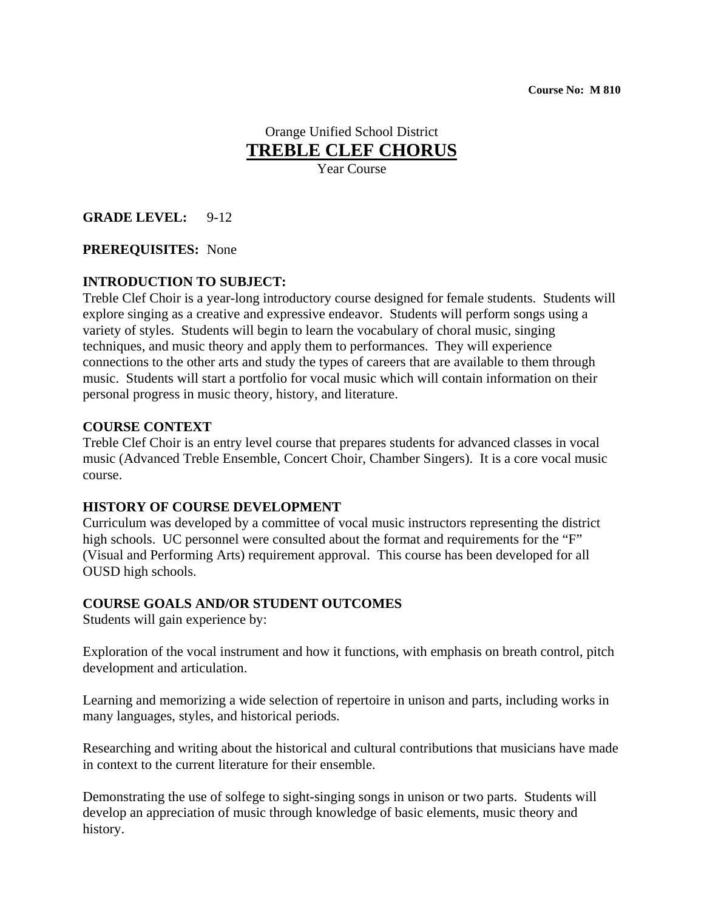**Course No: M 810**

Orange Unified School District

# TREBLE CLEF CHORUS

Year Course

**GRADE LEVEL:** 9-12

**PREREQUISITES:** None

**INTRODUCTION TO SUBJECT:**

Treble Clef Choir is a year-long introductory course designed for female students. Students will explore singing as a creative and expressive endeavor. Students will perform songs using a variety of styles. Students will begin to learn the vocabulary of choral music, singing techniques, and music theory and apply them to performances. They will experience connections to the other arts and study the types of careers that are available to them through music. Students will start a portfolio for vocal music which will contain information on their personal progress in music theory, history, and literature.

**COURSE CONTEXT**

Treble Clef Choir is an entry level course that prepares students for advanced classes in vocal music (Advanced Treble Ensemble, Concert Choir, Chamber Singers). It is a core vocal music course.

**HISTORY OF COURSE DEVELOPMENT**

Curriculum was developed by a committee of vocal music instructors representing the district high schools. UC personnel were consulted about the format and requirements for the "F" (Visual and Performing Arts) requirement approval. This course has been developed for all OUSD high schools.

**COURSE GOALS AND/OR STUDENT OUTCOMES**

Students will gain experience by:

Exploration of the vocal instrument and how it functions, with emphasis on breath control, pitch development and articulation.

Learning and memorizing a wide selection of repertoire in unison and parts, including works in many languages, styles, and historical periods.

Researching and writing about the historical and cultural contributions that musicians have made in context to the current literature for their ensemble.

Demonstrating the use of solfege to sight-singing songs in unison or two parts. Students will develop an appreciation of music through knowledge of basic elements, music theory and history.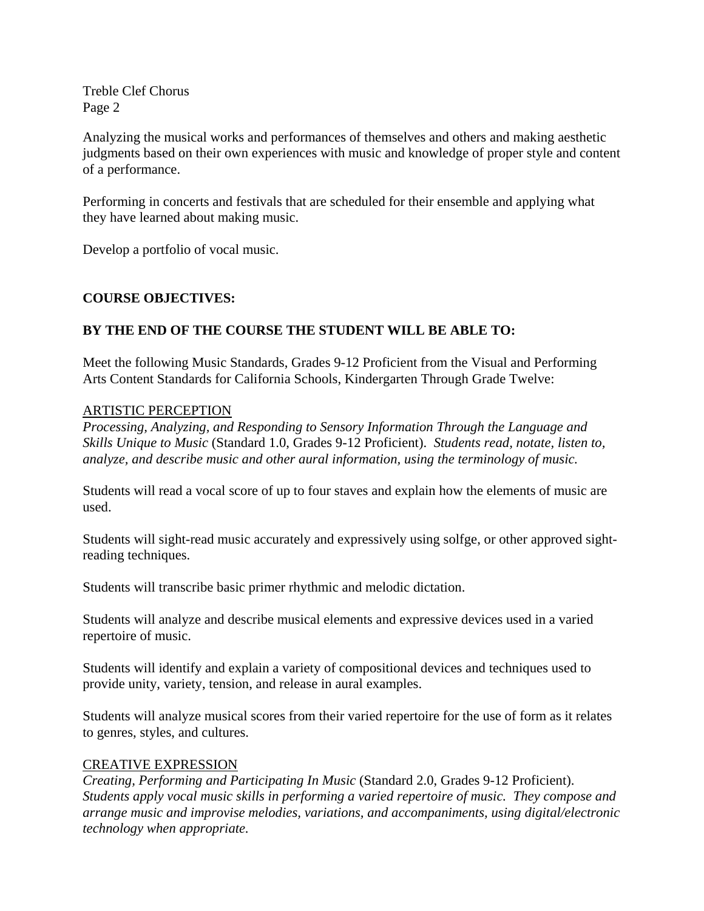Analyzing the musical works and performances of themselves and others and making aesthetic judgments based on their own experiences with music and knowledge of proper style and content of a performance.

Performing in concerts and festivals that are scheduled for their ensemble and applying what they have learned about making music.

Develop a portfolio of vocal music.

**COURSE OBJECTIVES:**

**BY THE END OF THE COURSE THE STUDENT WILL BE ABLE TO:**

Meet the following Music Standards, Grades 9-12 Proficient from the Visual and Performing Arts Content Standards for California Schools, Kindergarten Through Grade Twelve:

<u>ARTISTIC PERCEPTION</u>

*Processing, Analyzing, and Responding to Sensory Information Through the Language and Skills Unique to Music* (Standard 1.0, Grades 9-12 Proficient). *Students read, notate, listen to, analyze, and describe music and other aural information, using the terminology of music.*

Students will read a vocal score of up to four staves and explain how the elements of music are used.

Students will sight-read music accurately and expressively using solfge, or other approved sight-reading techniques.

Students will transcribe basic primer rhythmic and melodic dictation.

Students will analyze and describe musical elements and expressive devices used in a varied repertoire of music.

Students will identify and explain a variety of compositional devices and techniques used to provide unity, variety, tension, and release in aural examples.

Students will analyze musical scores from their varied repertoire for the use of form as it relates to genres, styles, and cultures.

<u>CREATIVE EXPRESSION</u>

*Creating, Performing and Participating In Music* (Standard 2.0, Grades 9-12 Proficient). *Students apply vocal music skills in performing a varied repertoire of music. They compose and arrange music and improvise melodies, variations, and accompaniments, using digital/electronic technology when appropriate.*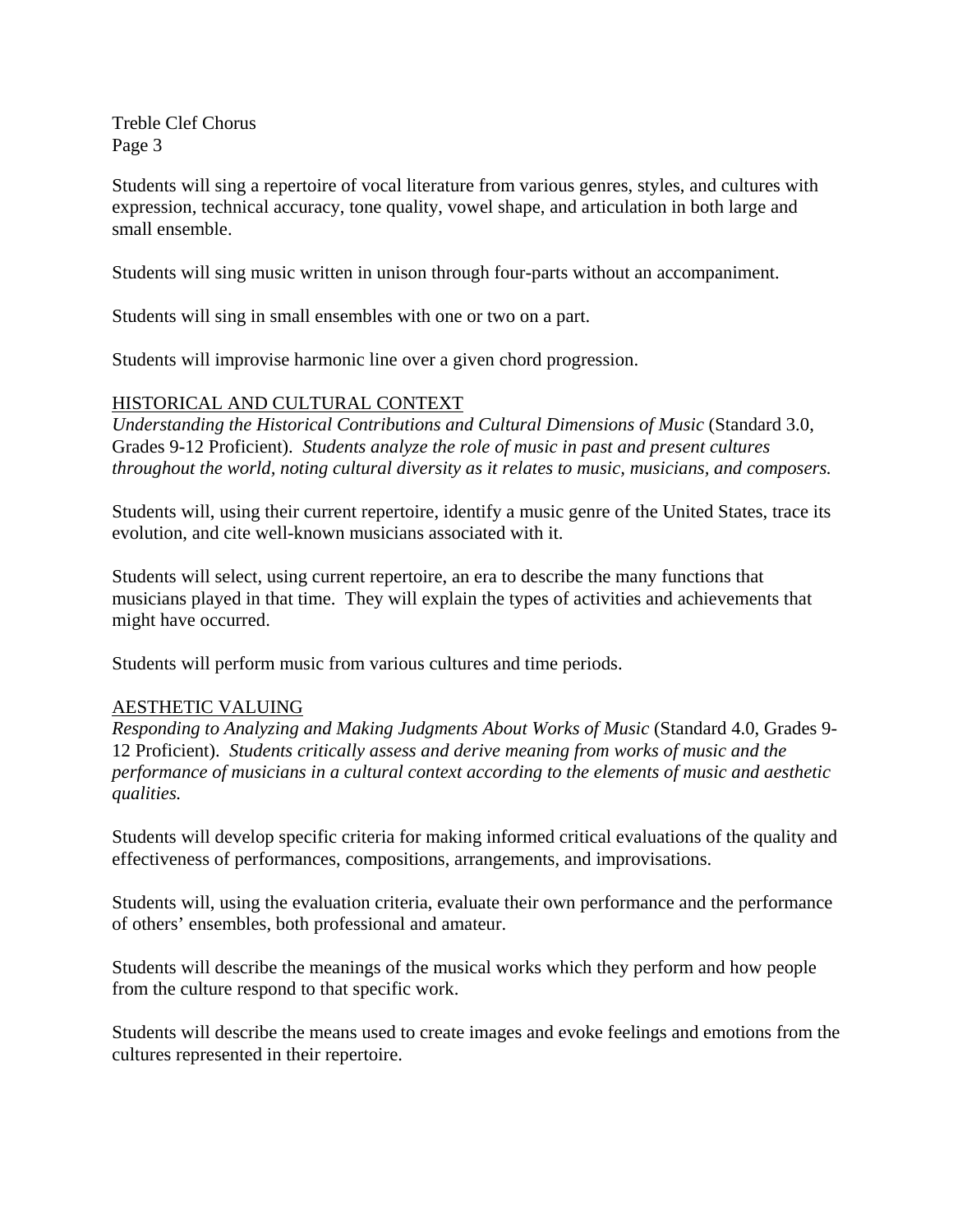Students will sing a repertoire of vocal literature from various genres, styles, and cultures with expression, technical accuracy, tone quality, vowel shape, and articulation in both large and small ensemble.

Students will sing music written in unison through four-parts without an accompaniment.

Students will sing in small ensembles with one or two on a part.

Students will improvise harmonic line over a given chord progression.

## HISTORICAL AND CULTURAL CONTEXT

*Understanding the Historical Contributions and Cultural Dimensions of Music* (Standard 3.0, Grades 9-12 Proficient). *Students analyze the role of music in past and present cultures throughout the world, noting cultural diversity as it relates to music, musicians, and composers.*

Students will, using their current repertoire, identify a music genre of the United States, trace its evolution, and cite well-known musicians associated with it.

Students will select, using current repertoire, an era to describe the many functions that musicians played in that time. They will explain the types of activities and achievements that might have occurred.

Students will perform music from various cultures and time periods.

## AESTHETIC VALUING

*Responding to Analyzing and Making Judgments About Works of Music* (Standard 4.0, Grades 9-12 Proficient). *Students critically assess and derive meaning from works of music and the performance of musicians in a cultural context according to the elements of music and aesthetic qualities.*

Students will develop specific criteria for making informed critical evaluations of the quality and effectiveness of performances, compositions, arrangements, and improvisations.

Students will, using the evaluation criteria, evaluate their own performance and the performance of others' ensembles, both professional and amateur.

Students will describe the meanings of the musical works which they perform and how people from the culture respond to that specific work.

Students will describe the means used to create images and evoke feelings and emotions from the cultures represented in their repertoire.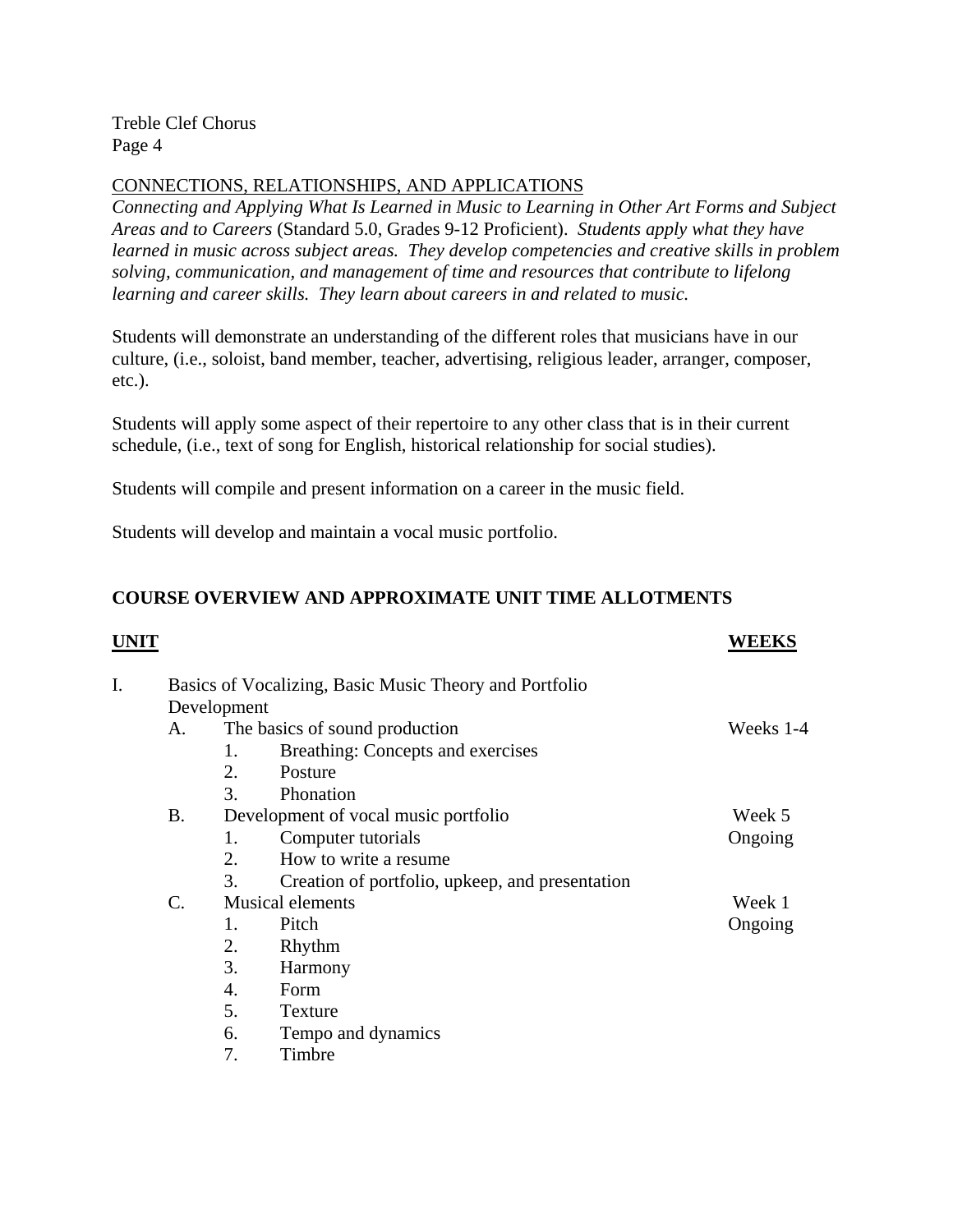## CONNECTIONS, RELATIONSHIPS, AND APPLICATIONS

*Connecting and Applying What Is Learned in Music to Learning in Other Art Forms and Subject Areas and to Careers* (Standard 5.0, Grades 9-12 Proficient). *Students apply what they have learned in music across subject areas. They develop competencies and creative skills in problem solving, communication, and management of time and resources that contribute to lifelong learning and career skills. They learn about careers in and related to music.*

Students will demonstrate an understanding of the different roles that musicians have in our culture, (i.e., soloist, band member, teacher, advertising, religious leader, arranger, composer, etc.).

Students will apply some aspect of their repertoire to any other class that is in their current schedule, (i.e., text of song for English, historical relationship for social studies).

Students will compile and present information on a career in the music field.

Students will develop and maintain a vocal music portfolio.

## COURSE OVERVIEW AND APPROXIMATE UNIT TIME ALLOTMENTS

| UNIT | WEEKS |
|---|---|
| I. Basics of Vocalizing, Basic Music Theory and Portfolio Development | |
| A. The basics of sound production | Weeks 1-4 |
| 1. Breathing: Concepts and exercises | |
| 2. Posture | |
| 3. Phonation | |
| B. Development of vocal music portfolio | Week 5 |
| 1. Computer tutorials | Ongoing |
| 2. How to write a resume | |
| 3. Creation of portfolio, upkeep, and presentation | |
| C. Musical elements | Week 1 |
| 1. Pitch | Ongoing |
| 2. Rhythm | |
| 3. Harmony | |
| 4. Form | |
| 5. Texture | |
| 6. Tempo and dynamics | |
| 7. Timbre | |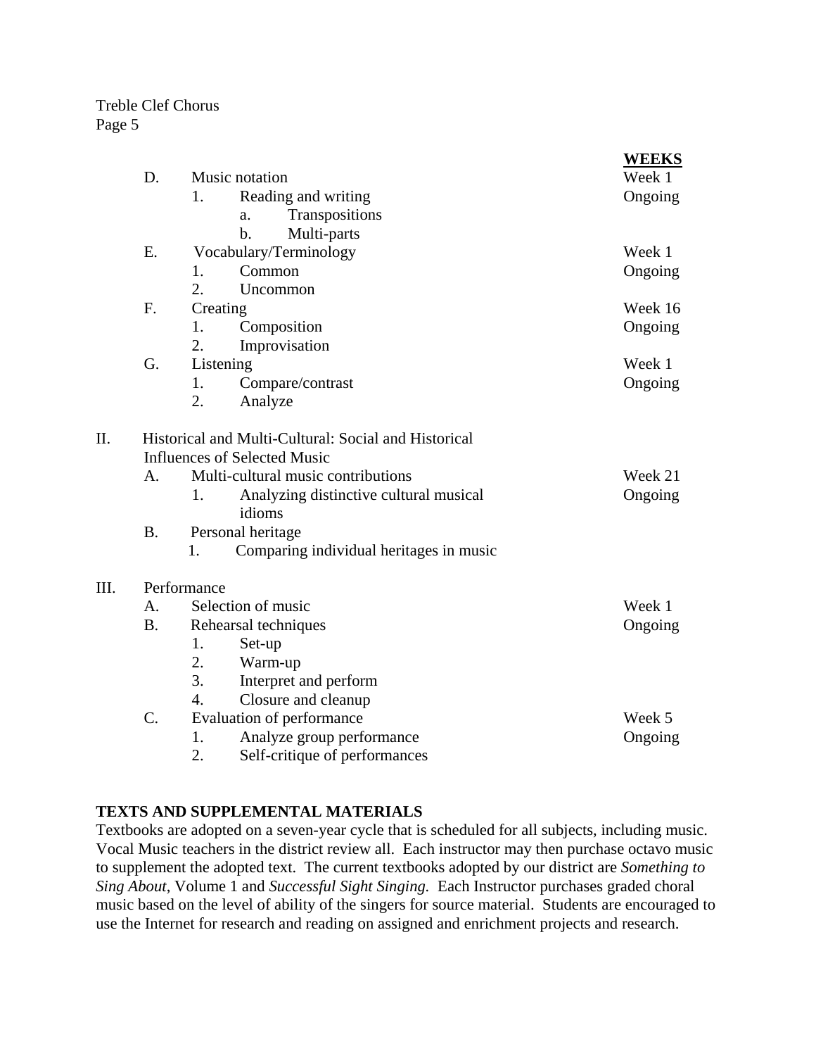| | WEEKS |
|---|---|
| D. Music notation | Week 1 |
| 1. Reading and writing | Ongoing |
| a. Transpositions | |
| b. Multi-parts | |
| E. Vocabulary/Terminology | Week 1 |
| 1. Common | Ongoing |
| 2. Uncommon | |
| F. Creating | Week 16 |
| 1. Composition | Ongoing |
| 2. Improvisation | |
| G. Listening | Week 1 |
| 1. Compare/contrast | Ongoing |
| 2. Analyze | |
| II. Historical and Multi-Cultural: Social and Historical Influences of Selected Music | |
| A. Multi-cultural music contributions | Week 21 |
| 1. Analyzing distinctive cultural musical idioms | Ongoing |
| B. Personal heritage | |
| 1. Comparing individual heritages in music | |
| III. Performance | |
| A. Selection of music | Week 1 |
| B. Rehearsal techniques | Ongoing |
| 1. Set-up | |
| 2. Warm-up | |
| 3. Interpret and perform | |
| 4. Closure and cleanup | |
| C. Evaluation of performance | Week 5 |
| 1. Analyze group performance | Ongoing |
| 2. Self-critique of performances | |

**TEXTS AND SUPPLEMENTAL MATERIALS**

Textbooks are adopted on a seven-year cycle that is scheduled for all subjects, including music. Vocal Music teachers in the district review all. Each instructor may then purchase octavo music to supplement the adopted text. The current textbooks adopted by our district are *Something to Sing About*, Volume 1 and *Successful Sight Singing.* Each Instructor purchases graded choral music based on the level of ability of the singers for source material. Students are encouraged to use the Internet for research and reading on assigned and enrichment projects and research.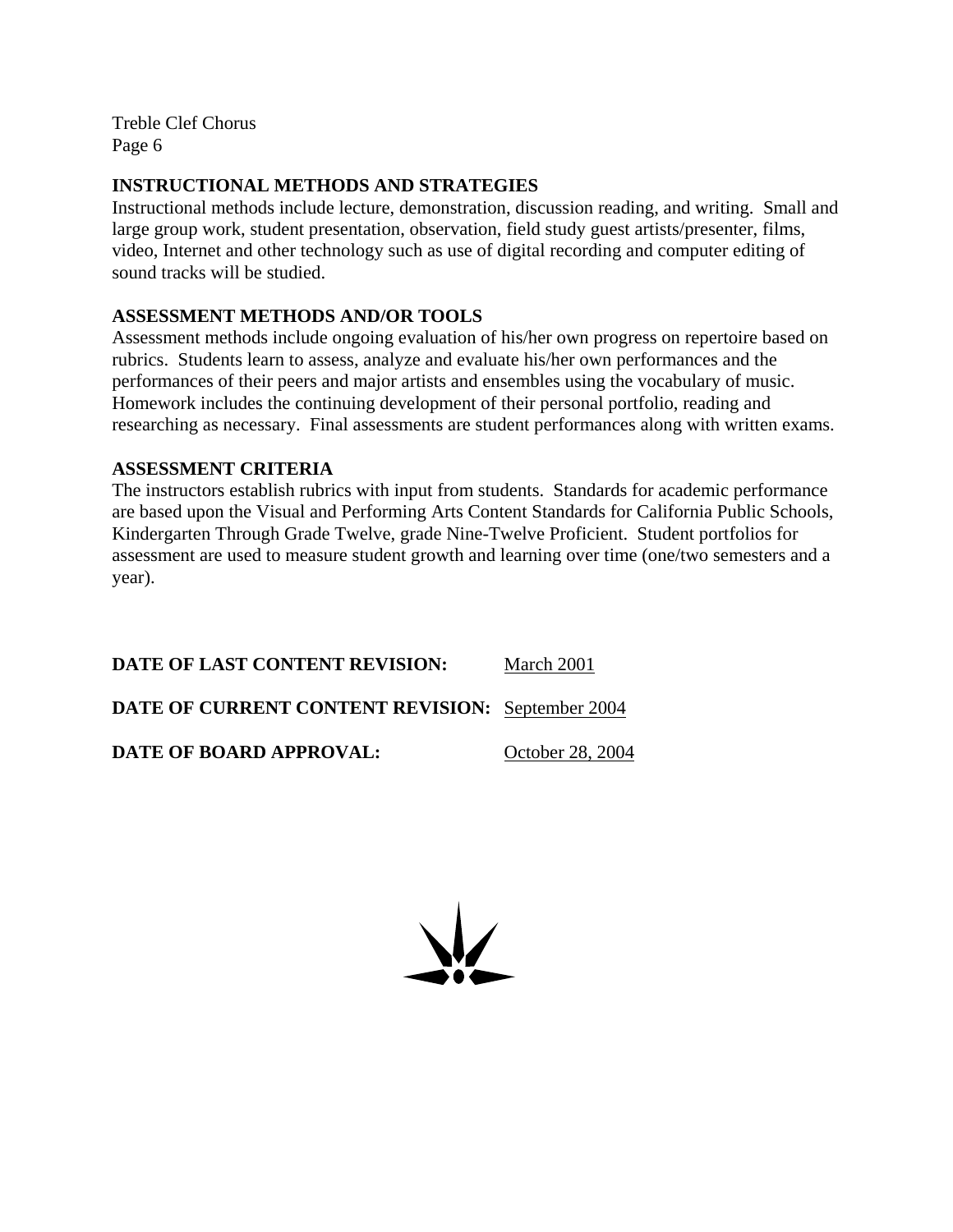## INSTRUCTIONAL METHODS AND STRATEGIES

Instructional methods include lecture, demonstration, discussion reading, and writing. Small and large group work, student presentation, observation, field study guest artists/presenter, films, video, Internet and other technology such as use of digital recording and computer editing of sound tracks will be studied.

## ASSESSMENT METHODS AND/OR TOOLS

Assessment methods include ongoing evaluation of his/her own progress on repertoire based on rubrics. Students learn to assess, analyze and evaluate his/her own performances and the performances of their peers and major artists and ensembles using the vocabulary of music. Homework includes the continuing development of their personal portfolio, reading and researching as necessary. Final assessments are student performances along with written exams.

## ASSESSMENT CRITERIA

The instructors establish rubrics with input from students. Standards for academic performance are based upon the Visual and Performing Arts Content Standards for California Public Schools, Kindergarten Through Grade Twelve, grade Nine-Twelve Proficient. Student portfolios for assessment are used to measure student growth and learning over time (one/two semesters and a year).

**DATE OF LAST CONTENT REVISION:** March 2001

**DATE OF CURRENT CONTENT REVISION:** September 2004

**DATE OF BOARD APPROVAL:** October 28, 2004